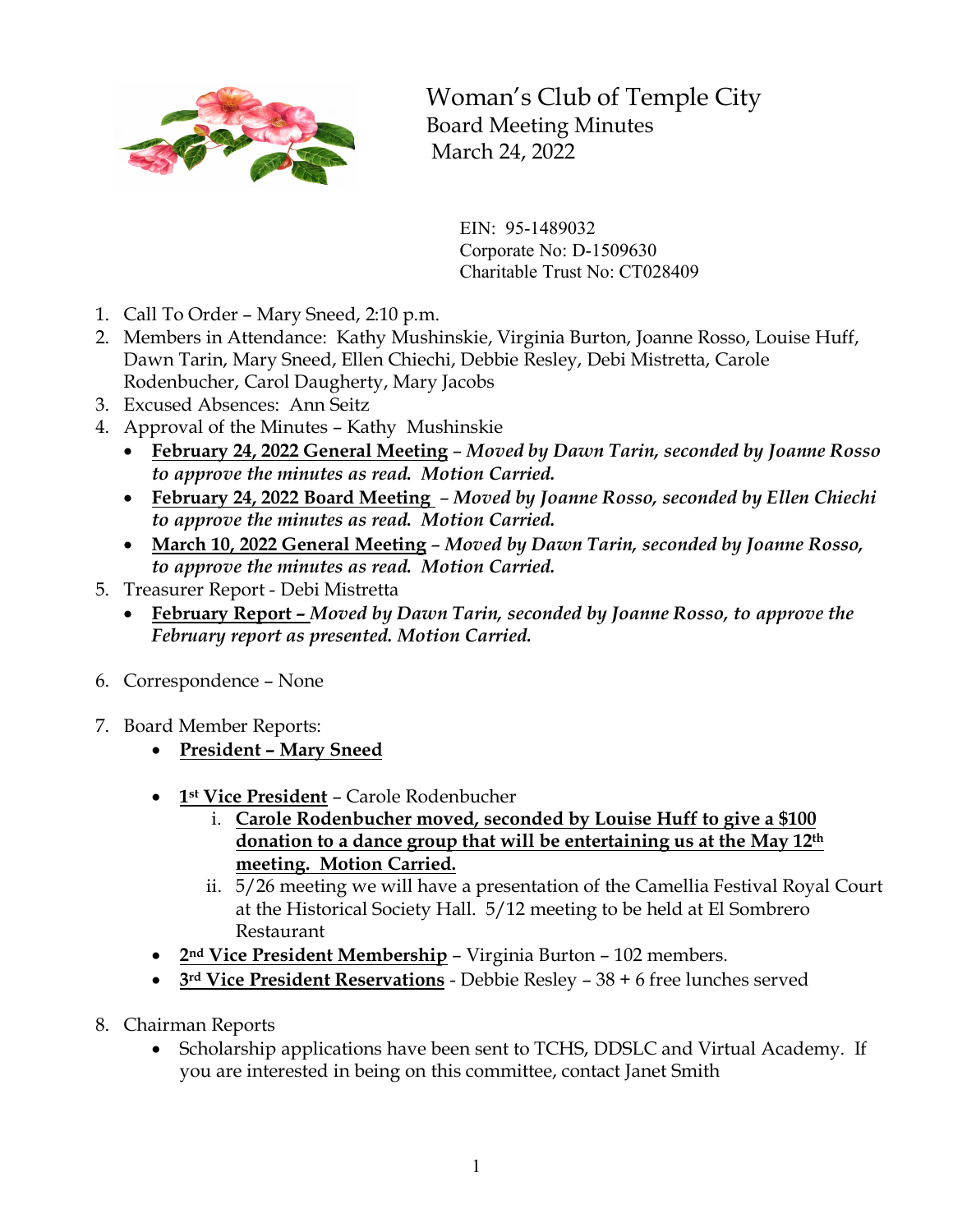# Woman's Club of Temple City

## Board Meeting Minutes

March 24, 2022

EIN: 95-1489032
Corporate No: D-1509630
Charitable Trust No: CT028409

1. Call To Order – Mary Sneed, 2:10 p.m.
2. Members in Attendance: Kathy Mushinskie, Virginia Burton, Joanne Rosso, Louise Huff, Dawn Tarin, Mary Sneed, Ellen Chiechi, Debbie Resley, Debi Mistretta, Carole Rodenbucher, Carol Daugherty, Mary Jacobs
3. Excused Absences: Ann Seitz
4. Approval of the Minutes – Kathy Mushinskie
   - **February 24, 2022 General Meeting** – ***Moved by Dawn Tarin, seconded by Joanne Rosso to approve the minutes as read. Motion Carried.***
   - **February 24, 2022 Board Meeting** – ***Moved by Joanne Rosso, seconded by Ellen Chiechi to approve the minutes as read. Motion Carried.***
   - **March 10, 2022 General Meeting** – ***Moved by Dawn Tarin, seconded by Joanne Rosso, to approve the minutes as read. Motion Carried.***
5. Treasurer Report - Debi Mistretta
   - **February Report –** ***Moved by Dawn Tarin, seconded by Joanne Rosso, to approve the February report as presented. Motion Carried.***
6. Correspondence – None
7. Board Member Reports:
   - **President – Mary Sneed**
   - **1st Vice President** – Carole Rodenbucher
     1. **Carole Rodenbucher moved, seconded by Louise Huff to give a $100 donation to a dance group that will be entertaining us at the May 12th meeting. Motion Carried.**
     2. 5/26 meeting we will have a presentation of the Camellia Festival Royal Court at the Historical Society Hall. 5/12 meeting to be held at El Sombrero Restaurant
   - **2nd Vice President Membership** – Virginia Burton – 102 members.
   - **3rd Vice President Reservations** - Debbie Resley – 38 + 6 free lunches served
8. Chairman Reports
   - Scholarship applications have been sent to TCHS, DDSLC and Virtual Academy. If you are interested in being on this committee, contact Janet Smith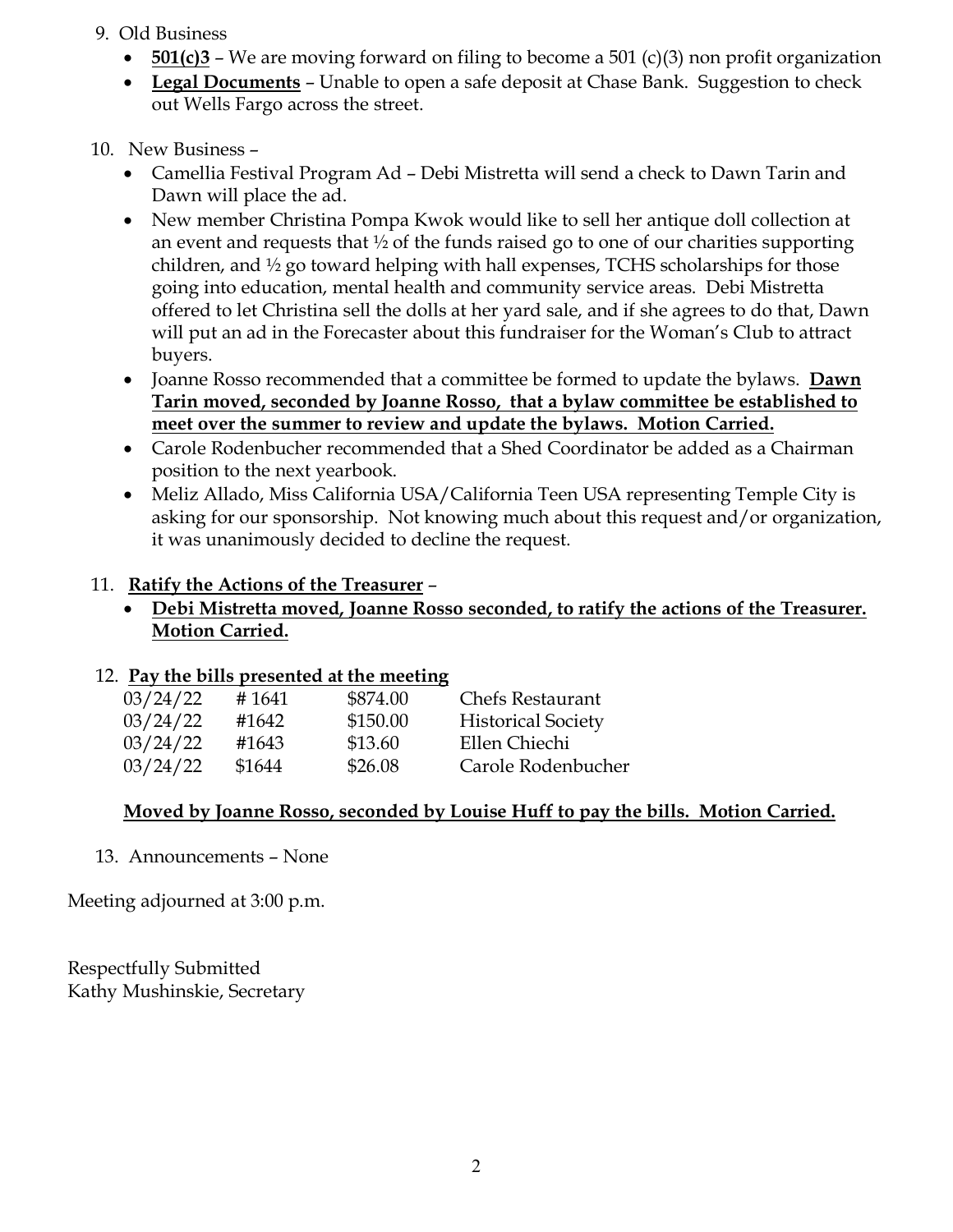9. Old Business
   - **501(c)3** – We are moving forward on filing to become a 501 (c)(3) non profit organization
   - **Legal Documents** – Unable to open a safe deposit at Chase Bank. Suggestion to check out Wells Fargo across the street.

10. New Business –
    - Camellia Festival Program Ad – Debi Mistretta will send a check to Dawn Tarin and Dawn will place the ad.
    - New member Christina Pompa Kwok would like to sell her antique doll collection at an event and requests that ½ of the funds raised go to one of our charities supporting children, and ½ go toward helping with hall expenses, TCHS scholarships for those going into education, mental health and community service areas. Debi Mistretta offered to let Christina sell the dolls at her yard sale, and if she agrees to do that, Dawn will put an ad in the Forecaster about this fundraiser for the Woman's Club to attract buyers.
    - Joanne Rosso recommended that a committee be formed to update the bylaws. **Dawn Tarin moved, seconded by Joanne Rosso, that a bylaw committee be established to meet over the summer to review and update the bylaws. Motion Carried.**
    - Carole Rodenbucher recommended that a Shed Coordinator be added as a Chairman position to the next yearbook.
    - Meliz Allado, Miss California USA/California Teen USA representing Temple City is asking for our sponsorship. Not knowing much about this request and/or organization, it was unanimously decided to decline the request.

11. **Ratify the Actions of the Treasurer** –
    - **Debi Mistretta moved, Joanne Rosso seconded, to ratify the actions of the Treasurer. Motion Carried.**

12. **Pay the bills presented at the meeting**

| | | | |
|---|---|---|---|
| 03/24/22 | # 1641 | $874.00 | Chefs Restaurant |
| 03/24/22 | #1642 | $150.00 | Historical Society |
| 03/24/22 | #1643 | $13.60 | Ellen Chiechi |
| 03/24/22 | $1644 | $26.08 | Carole Rodenbucher |

**Moved by Joanne Rosso, seconded by Louise Huff to pay the bills. Motion Carried.**

13. Announcements – None

Meeting adjourned at 3:00 p.m.

Respectfully Submitted
Kathy Mushinskie, Secretary